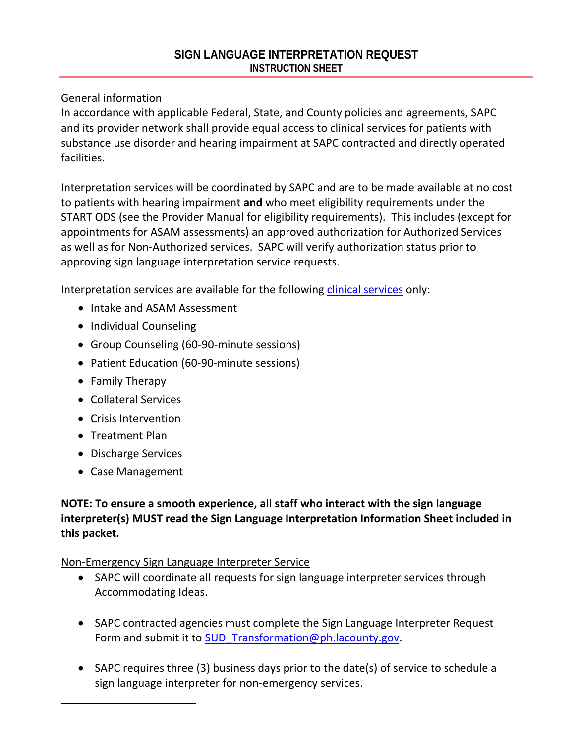# SIGN LANGUAGE INTERPRETATION REQUEST

## INSTRUCTION SHEET

General information

In accordance with applicable Federal, State, and County policies and agreements, SAPC and its provider network shall provide equal access to clinical services for patients with substance use disorder and hearing impairment at SAPC contracted and directly operated facilities.

Interpretation services will be coordinated by SAPC and are to be made available at no cost to patients with hearing impairment **and** who meet eligibility requirements under the START ODS (see the Provider Manual for eligibility requirements). This includes (except for appointments for ASAM assessments) an approved authorization for Authorized Services as well as for Non-Authorized services. SAPC will verify authorization status prior to approving sign language interpretation service requests.

Interpretation services are available for the following clinical services only:

- Intake and ASAM Assessment
- Individual Counseling
- Group Counseling (60-90-minute sessions)
- Patient Education (60-90-minute sessions)
- Family Therapy
- Collateral Services
- Crisis Intervention
- Treatment Plan
- Discharge Services
- Case Management

**NOTE: To ensure a smooth experience, all staff who interact with the sign language interpreter(s) MUST read the Sign Language Interpretation Information Sheet included in this packet.**

Non-Emergency Sign Language Interpreter Service

- SAPC will coordinate all requests for sign language interpreter services through Accommodating Ideas.
- SAPC contracted agencies must complete the Sign Language Interpreter Request Form and submit it to SUD_Transformation@ph.lacounty.gov.
- SAPC requires three (3) business days prior to the date(s) of service to schedule a sign language interpreter for non-emergency services.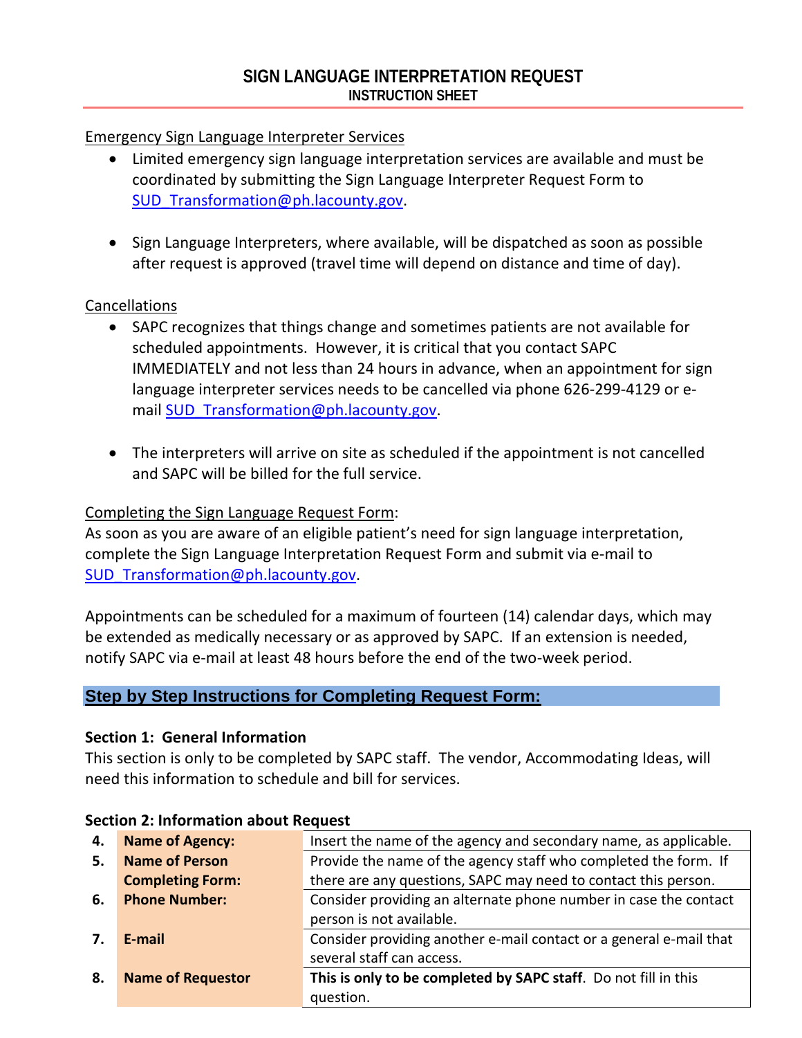# SIGN LANGUAGE INTERPRETATION REQUEST
## INSTRUCTION SHEET

Emergency Sign Language Interpreter Services

- Limited emergency sign language interpretation services are available and must be coordinated by submitting the Sign Language Interpreter Request Form to SUD_Transformation@ph.lacounty.gov.
- Sign Language Interpreters, where available, will be dispatched as soon as possible after request is approved (travel time will depend on distance and time of day).

Cancellations

- SAPC recognizes that things change and sometimes patients are not available for scheduled appointments. However, it is critical that you contact SAPC IMMEDIATELY and not less than 24 hours in advance, when an appointment for sign language interpreter services needs to be cancelled via phone 626-299-4129 or e-mail SUD_Transformation@ph.lacounty.gov.
- The interpreters will arrive on site as scheduled if the appointment is not cancelled and SAPC will be billed for the full service.

Completing the Sign Language Request Form:

As soon as you are aware of an eligible patient's need for sign language interpretation, complete the Sign Language Interpretation Request Form and submit via e-mail to SUD_Transformation@ph.lacounty.gov.

Appointments can be scheduled for a maximum of fourteen (14) calendar days, which may be extended as medically necessary or as approved by SAPC. If an extension is needed, notify SAPC via e-mail at least 48 hours before the end of the two-week period.

## Step by Step Instructions for Completing Request Form:

**Section 1: General Information**

This section is only to be completed by SAPC staff. The vendor, Accommodating Ideas, will need this information to schedule and bill for services.

**Section 2: Information about Request**

| | | |
|---|---|---|
| **4.** | **Name of Agency:** | Insert the name of the agency and secondary name, as applicable. |
| **5.** | **Name of Person Completing Form:** | Provide the name of the agency staff who completed the form. If there are any questions, SAPC may need to contact this person. |
| **6.** | **Phone Number:** | Consider providing an alternate phone number in case the contact person is not available. |
| **7.** | **E-mail** | Consider providing another e-mail contact or a general e-mail that several staff can access. |
| **8.** | **Name of Requestor** | **This is only to be completed by SAPC staff**. Do not fill in this question. |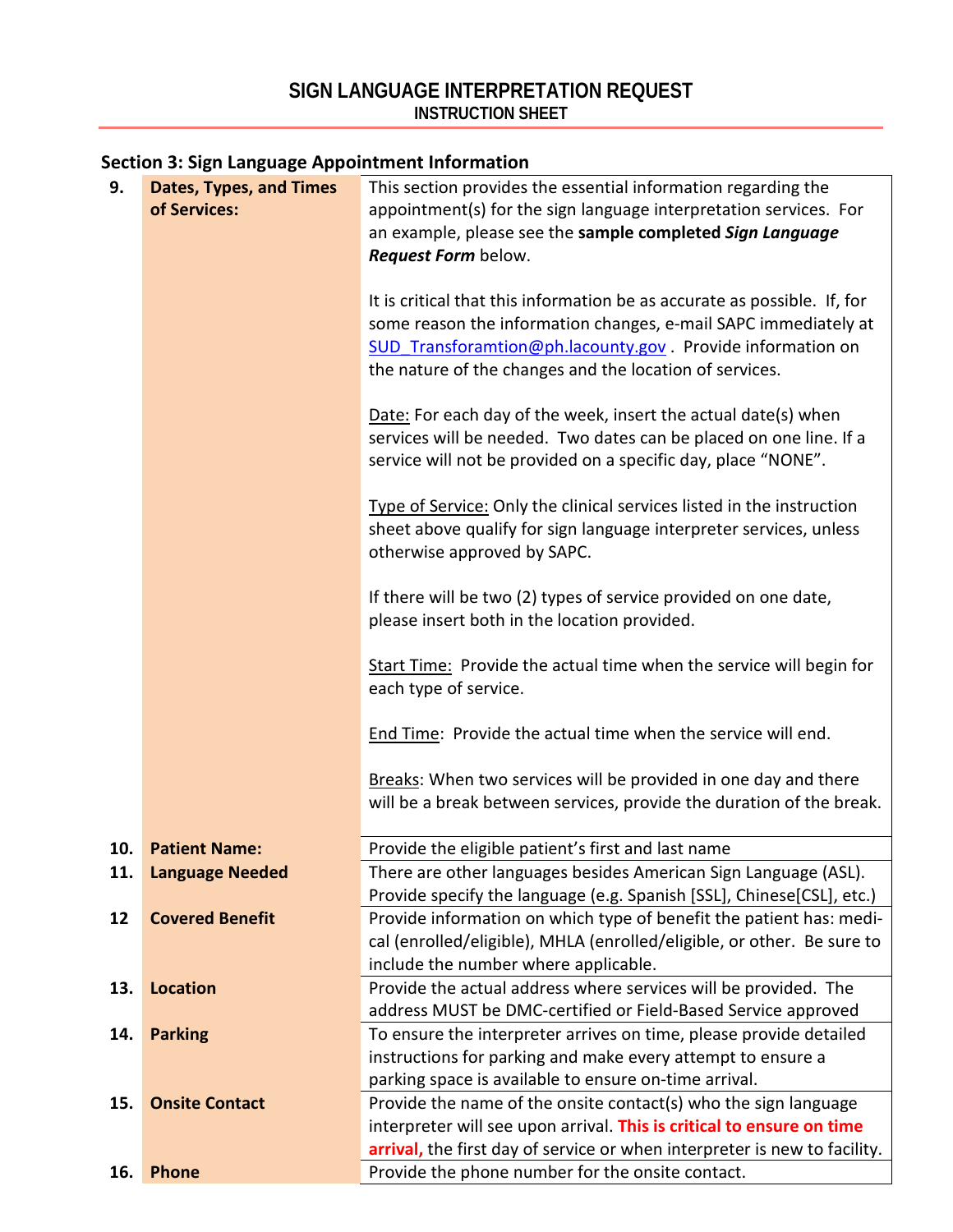# SIGN LANGUAGE INTERPRETATION REQUEST

## INSTRUCTION SHEET

### Section 3: Sign Language Appointment Information

| # | Field | Instructions |
|---|---|---|
| 9. | **Dates, Types, and Times of Services:** | This section provides the essential information regarding the appointment(s) for the sign language interpretation services. For an example, please see the **sample completed *Sign Language Request Form*** below.<br><br>It is critical that this information be as accurate as possible. If, for some reason the information changes, e-mail SAPC immediately at SUD_Transforamtion@ph.lacounty.gov . Provide information on the nature of the changes and the location of services.<br><br><u>Date:</u> For each day of the week, insert the actual date(s) when services will be needed. Two dates can be placed on one line. If a service will not be provided on a specific day, place "NONE".<br><br><u>Type of Service:</u> Only the clinical services listed in the instruction sheet above qualify for sign language interpreter services, unless otherwise approved by SAPC.<br><br>If there will be two (2) types of service provided on one date, please insert both in the location provided.<br><br><u>Start Time:</u> Provide the actual time when the service will begin for each type of service.<br><br><u>End Time</u>: Provide the actual time when the service will end.<br><br><u>Breaks</u>: When two services will be provided in one day and there will be a break between services, provide the duration of the break. |
| 10. | **Patient Name:** | Provide the eligible patient's first and last name |
| 11. | **Language Needed** | There are other languages besides American Sign Language (ASL). Provide specify the language (e.g. Spanish [SSL], Chinese[CSL], etc.) |
| 12 | **Covered Benefit** | Provide information on which type of benefit the patient has: medi-cal (enrolled/eligible), MHLA (enrolled/eligible, or other. Be sure to include the number where applicable. |
| 13. | **Location** | Provide the actual address where services will be provided. The address MUST be DMC-certified or Field-Based Service approved |
| 14. | **Parking** | To ensure the interpreter arrives on time, please provide detailed instructions for parking and make every attempt to ensure a parking space is available to ensure on-time arrival. |
| 15. | **Onsite Contact** | Provide the name of the onsite contact(s) who the sign language interpreter will see upon arrival. **This is critical to ensure on time arrival,** the first day of service or when interpreter is new to facility. |
| 16. | **Phone** | Provide the phone number for the onsite contact. |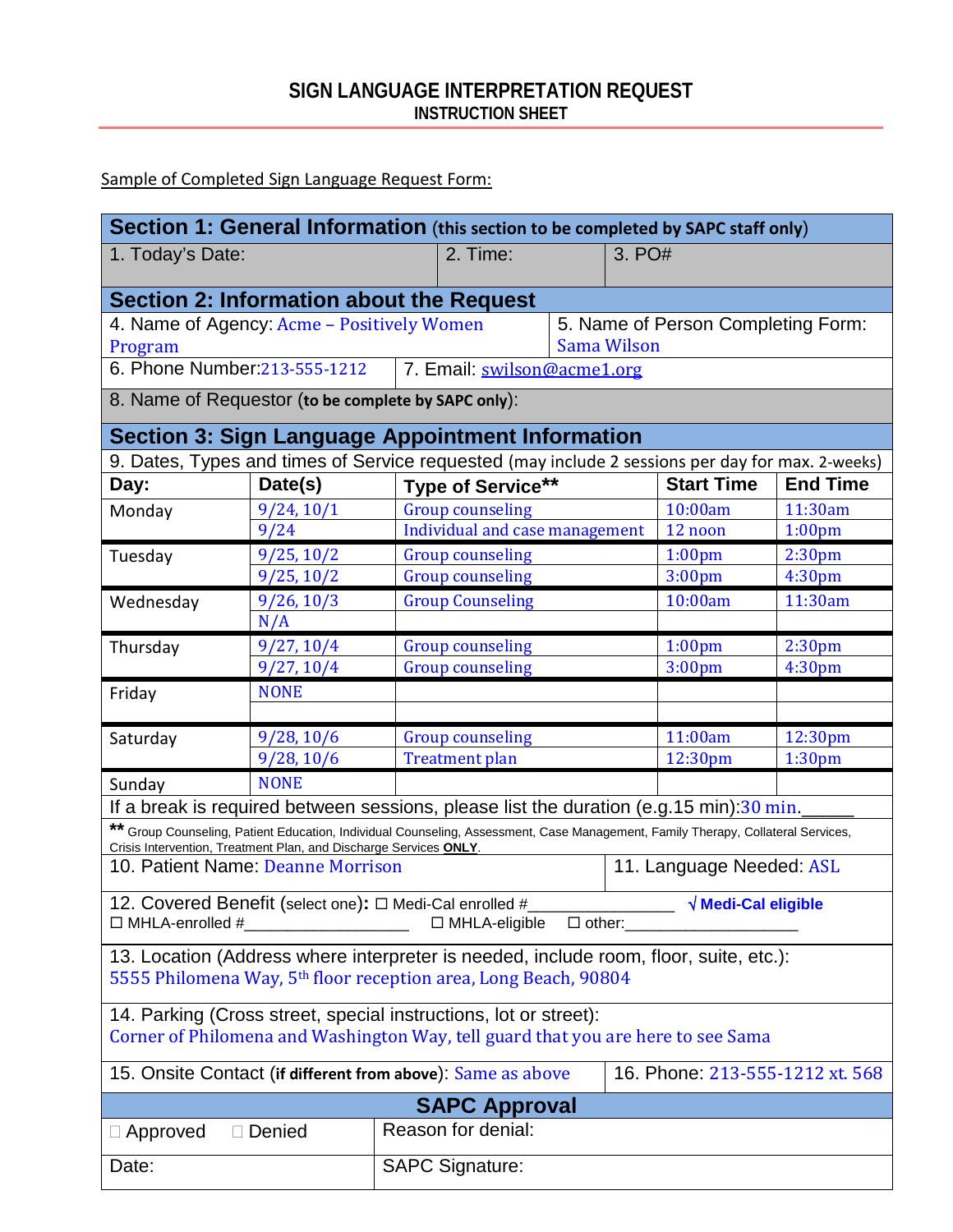# SIGN LANGUAGE INTERPRETATION REQUEST

## INSTRUCTION SHEET

Sample of Completed Sign Language Request Form:

| | | | | |
|---|---|---|---|---|
| **Section 1: General Information** (this section to be completed by SAPC staff only) | | | | |
| 1. Today's Date: | | 2. Time: | 3. PO# | |
| **Section 2: Information about the Request** | | | | |
| 4. Name of Agency: Acme – Positively Women Program | | | 5. Name of Person Completing Form: Sama Wilson | |
| 6. Phone Number: 213-555-1212 | | 7. Email: swilson@acme1.org | | |
| 8. Name of Requestor (to be complete by SAPC only): | | | | |
| **Section 3: Sign Language Appointment Information** | | | | |
| 9. Dates, Types and times of Service requested (may include 2 sessions per day for max. 2-weeks) | | | | |
| **Day:** | **Date(s)** | **Type of Service**** | **Start Time** | **End Time** |
| Monday | 9/24, 10/1 | Group counseling | 10:00am | 11:30am |
| | 9/24 | Individual and case management | 12 noon | 1:00pm |
| Tuesday | 9/25, 10/2 | Group counseling | 1:00pm | 2:30pm |
| | 9/25, 10/2 | Group counseling | 3:00pm | 4:30pm |
| Wednesday | 9/26, 10/3 | Group Counseling | 10:00am | 11:30am |
| | N/A | | | |
| Thursday | 9/27, 10/4 | Group counseling | 1:00pm | 2:30pm |
| | 9/27, 10/4 | Group counseling | 3:00pm | 4:30pm |
| Friday | NONE | | | |
| | | | | |
| Saturday | 9/28, 10/6 | Group counseling | 11:00am | 12:30pm |
| | 9/28, 10/6 | Treatment plan | 12:30pm | 1:30pm |
| Sunday | NONE | | | |
| If a break is required between sessions, please list the duration (e.g.15 min): 30 min. | | | | |
| ** Group Counseling, Patient Education, Individual Counseling, Assessment, Case Management, Family Therapy, Collateral Services, Crisis Intervention, Treatment Plan, and Discharge Services **ONLY**. | | | | |
| 10. Patient Name: Deanne Morrison | | | 11. Language Needed: ASL | |
| 12. Covered Benefit (select one): ☐ Medi-Cal enrolled #________________ **√ Medi-Cal eligible** ☐ MHLA-enrolled #___________________ ☐ MHLA-eligible ☐ other:____________________ | | | | |
| 13. Location (Address where interpreter is needed, include room, floor, suite, etc.): 5555 Philomena Way, 5th floor reception area, Long Beach, 90804 | | | | |
| 14. Parking (Cross street, special instructions, lot or street): Corner of Philomena and Washington Way, tell guard that you are here to see Sama | | | | |
| 15. Onsite Contact (if different from above): Same as above | | | 16. Phone: 213-555-1212 xt. 568 | |
| **SAPC Approval** | | | | |
| ☐ Approved ☐ Denied | Reason for denial: | | | |
| Date: | SAPC Signature: | | | |